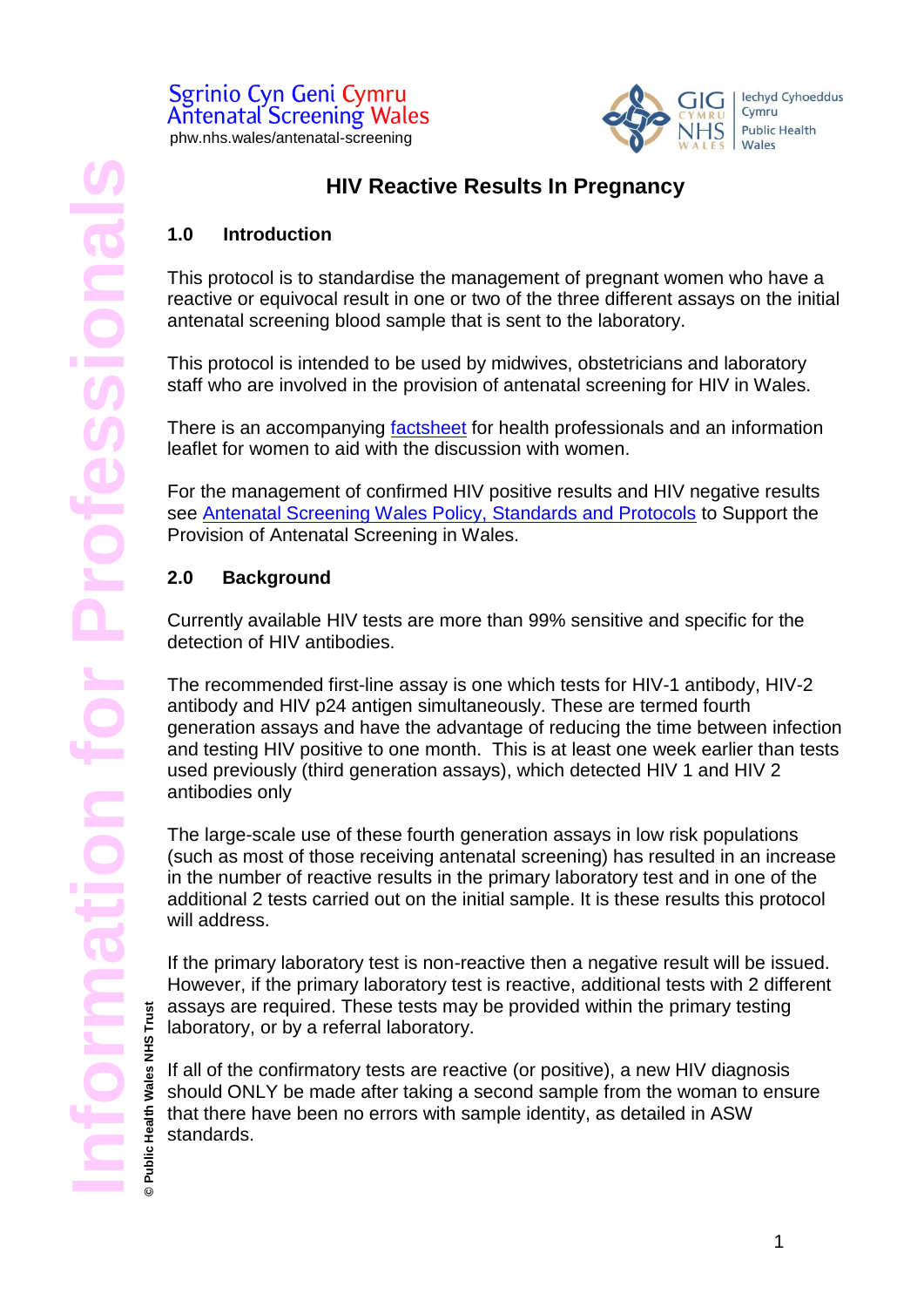Sgrinio Cyn Geni Cymru
Antenatal Screening Wales
phw.nhs.wales/antenatal-screening

GIG Cymru NHS Wales | Iechyd Cyhoeddus Cymru Public Health Wales

# HIV Reactive Results In Pregnancy

## 1.0 Introduction

This protocol is to standardise the management of pregnant women who have a reactive or equivocal result in one or two of the three different assays on the initial antenatal screening blood sample that is sent to the laboratory.

This protocol is intended to be used by midwives, obstetricians and laboratory staff who are involved in the provision of antenatal screening for HIV in Wales.

There is an accompanying factsheet for health professionals and an information leaflet for women to aid with the discussion with women.

For the management of confirmed HIV positive results and HIV negative results see Antenatal Screening Wales Policy, Standards and Protocols to Support the Provision of Antenatal Screening in Wales.

## 2.0 Background

Currently available HIV tests are more than 99% sensitive and specific for the detection of HIV antibodies.

The recommended first-line assay is one which tests for HIV-1 antibody, HIV-2 antibody and HIV p24 antigen simultaneously. These are termed fourth generation assays and have the advantage of reducing the time between infection and testing HIV positive to one month. This is at least one week earlier than tests used previously (third generation assays), which detected HIV 1 and HIV 2 antibodies only

The large-scale use of these fourth generation assays in low risk populations (such as most of those receiving antenatal screening) has resulted in an increase in the number of reactive results in the primary laboratory test and in one of the additional 2 tests carried out on the initial sample. It is these results this protocol will address.

If the primary laboratory test is non-reactive then a negative result will be issued. However, if the primary laboratory test is reactive, additional tests with 2 different assays are required. These tests may be provided within the primary testing laboratory, or by a referral laboratory.

If all of the confirmatory tests are reactive (or positive), a new HIV diagnosis should ONLY be made after taking a second sample from the woman to ensure that there have been no errors with sample identity, as detailed in ASW standards.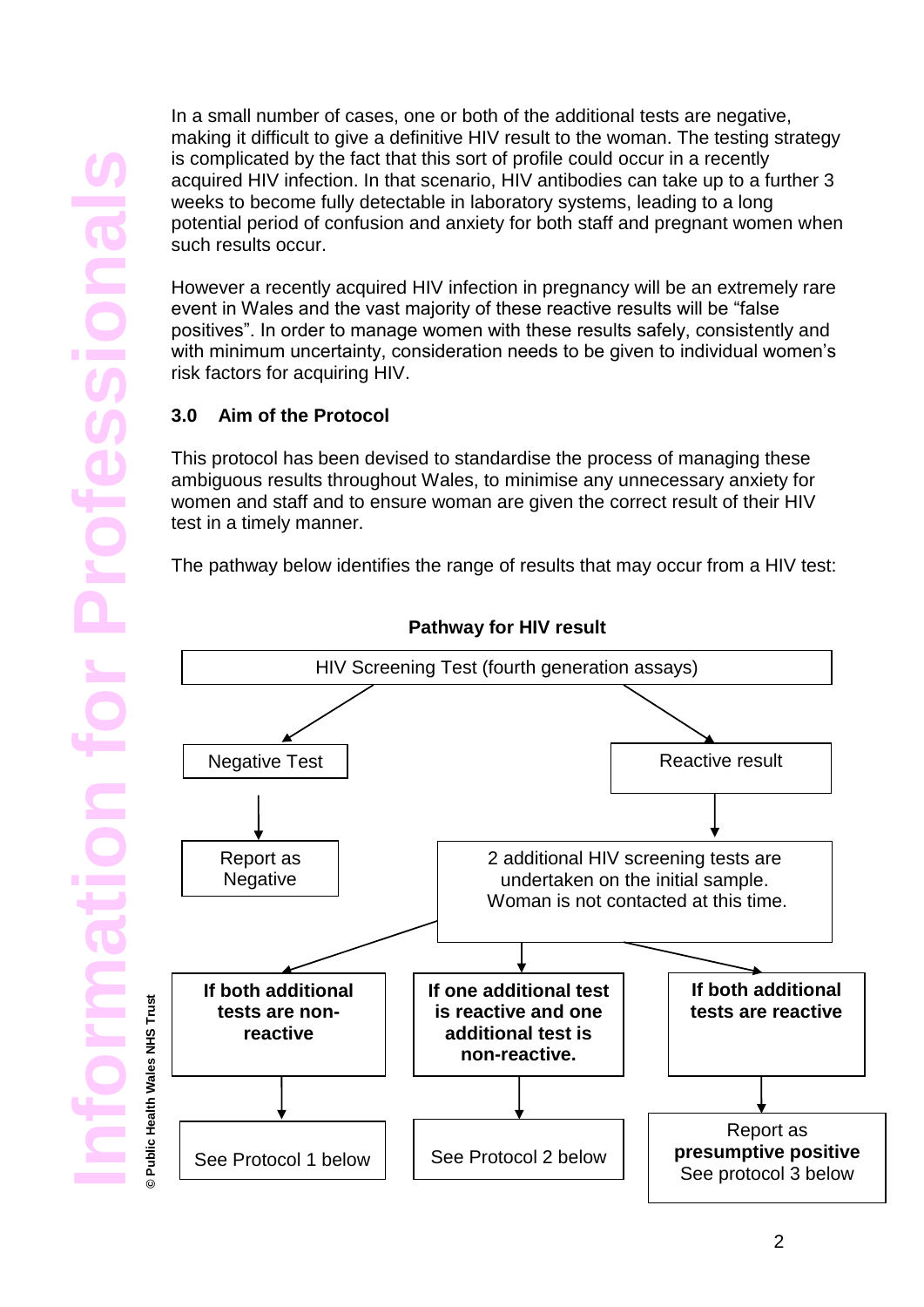In a small number of cases, one or both of the additional tests are negative, making it difficult to give a definitive HIV result to the woman. The testing strategy is complicated by the fact that this sort of profile could occur in a recently acquired HIV infection. In that scenario, HIV antibodies can take up to a further 3 weeks to become fully detectable in laboratory systems, leading to a long potential period of confusion and anxiety for both staff and pregnant women when such results occur.

However a recently acquired HIV infection in pregnancy will be an extremely rare event in Wales and the vast majority of these reactive results will be "false positives". In order to manage women with these results safely, consistently and with minimum uncertainty, consideration needs to be given to individual women's risk factors for acquiring HIV.

## 3.0 Aim of the Protocol

This protocol has been devised to standardise the process of managing these ambiguous results throughout Wales, to minimise any unnecessary anxiety for women and staff and to ensure woman are given the correct result of their HIV test in a timely manner.

The pathway below identifies the range of results that may occur from a HIV test:

**Pathway for HIV result**

- HIV Screening Test (fourth generation assays)
  - Negative Test
    - Report as Negative
  - Reactive result
    - 2 additional HIV screening tests are undertaken on the initial sample. Woman is not contacted at this time.
      - **If both additional tests are non-reactive**
        - See Protocol 1 below
      - **If one additional test is reactive and one additional test is non-reactive.**
        - See Protocol 2 below
      - **If both additional tests are reactive**
        - Report as **presumptive positive** See protocol 3 below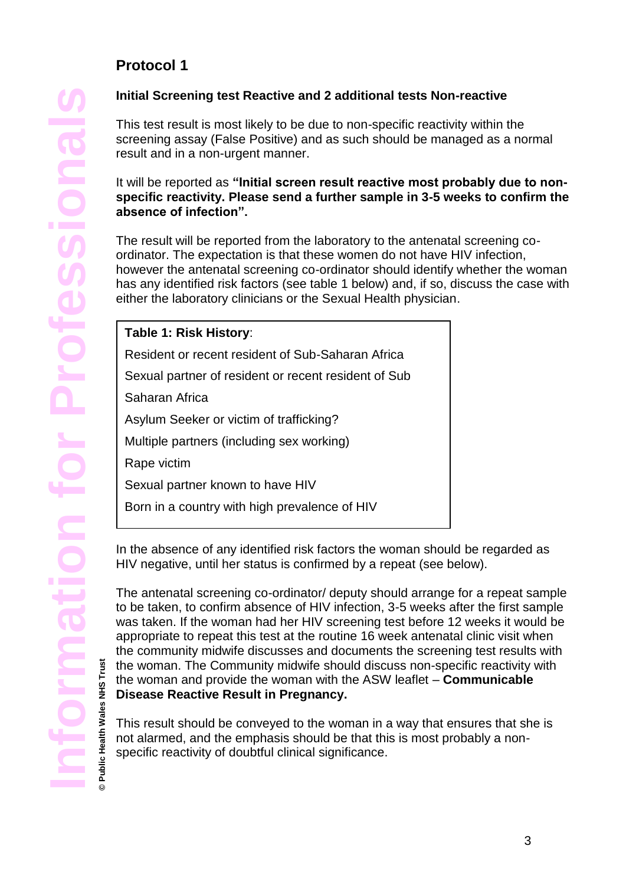## Protocol 1

### Initial Screening test Reactive and 2 additional tests Non-reactive

This test result is most likely to be due to non-specific reactivity within the screening assay (False Positive) and as such should be managed as a normal result and in a non-urgent manner.

It will be reported as **"Initial screen result reactive most probably due to non-specific reactivity. Please send a further sample in 3-5 weeks to confirm the absence of infection".**

The result will be reported from the laboratory to the antenatal screening co-ordinator. The expectation is that these women do not have HIV infection, however the antenatal screening co-ordinator should identify whether the woman has any identified risk factors (see table 1 below) and, if so, discuss the case with either the laboratory clinicians or the Sexual Health physician.

| **Table 1: Risk History**: |
|---|
| Resident or recent resident of Sub-Saharan Africa |
| Sexual partner of resident or recent resident of Sub Saharan Africa |
| Asylum Seeker or victim of trafficking? |
| Multiple partners (including sex working) |
| Rape victim |
| Sexual partner known to have HIV |
| Born in a country with high prevalence of HIV |

In the absence of any identified risk factors the woman should be regarded as HIV negative, until her status is confirmed by a repeat (see below).

The antenatal screening co-ordinator/ deputy should arrange for a repeat sample to be taken, to confirm absence of HIV infection, 3-5 weeks after the first sample was taken. If the woman had her HIV screening test before 12 weeks it would be appropriate to repeat this test at the routine 16 week antenatal clinic visit when the community midwife discusses and documents the screening test results with the woman. The Community midwife should discuss non-specific reactivity with the woman and provide the woman with the ASW leaflet – **Communicable Disease Reactive Result in Pregnancy.**

This result should be conveyed to the woman in a way that ensures that she is not alarmed, and the emphasis should be that this is most probably a non-specific reactivity of doubtful clinical significance.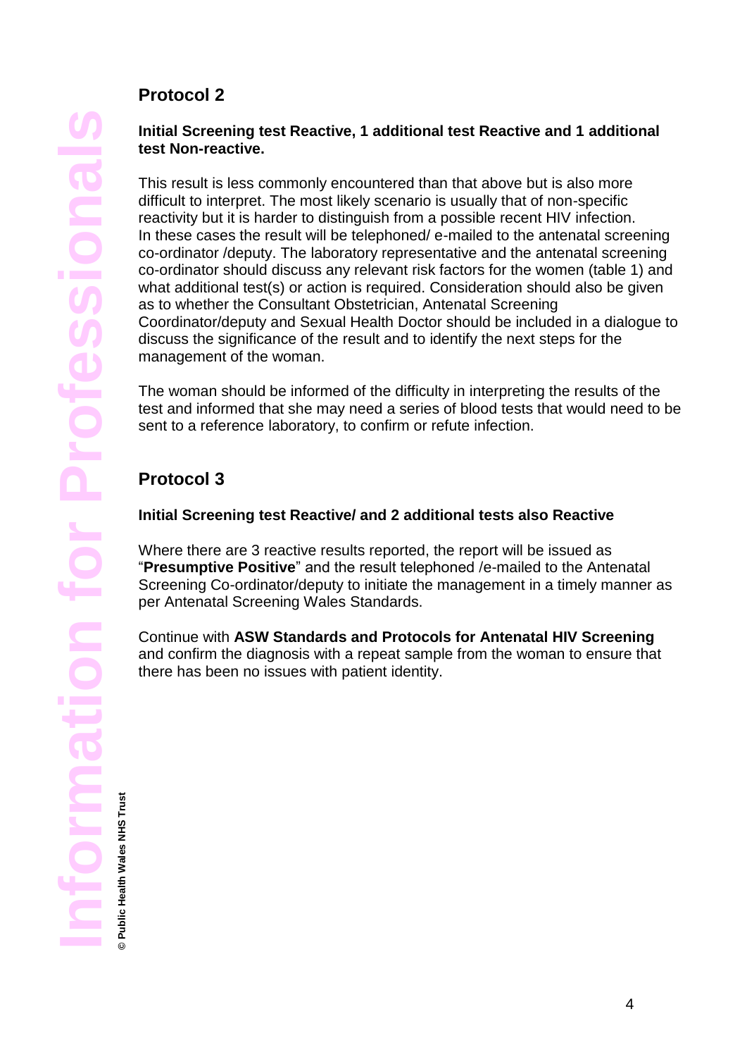## Protocol 2

**Initial Screening test Reactive, 1 additional test Reactive and 1 additional test Non-reactive.**

This result is less commonly encountered than that above but is also more difficult to interpret. The most likely scenario is usually that of non-specific reactivity but it is harder to distinguish from a possible recent HIV infection. In these cases the result will be telephoned/ e-mailed to the antenatal screening co-ordinator /deputy. The laboratory representative and the antenatal screening co-ordinator should discuss any relevant risk factors for the women (table 1) and what additional test(s) or action is required. Consideration should also be given as to whether the Consultant Obstetrician, Antenatal Screening Coordinator/deputy and Sexual Health Doctor should be included in a dialogue to discuss the significance of the result and to identify the next steps for the management of the woman.

The woman should be informed of the difficulty in interpreting the results of the test and informed that she may need a series of blood tests that would need to be sent to a reference laboratory, to confirm or refute infection.

## Protocol 3

**Initial Screening test Reactive/ and 2 additional tests also Reactive**

Where there are 3 reactive results reported, the report will be issued as "**Presumptive Positive**" and the result telephoned /e-mailed to the Antenatal Screening Co-ordinator/deputy to initiate the management in a timely manner as per Antenatal Screening Wales Standards.

Continue with **ASW Standards and Protocols for Antenatal HIV Screening** and confirm the diagnosis with a repeat sample from the woman to ensure that there has been no issues with patient identity.